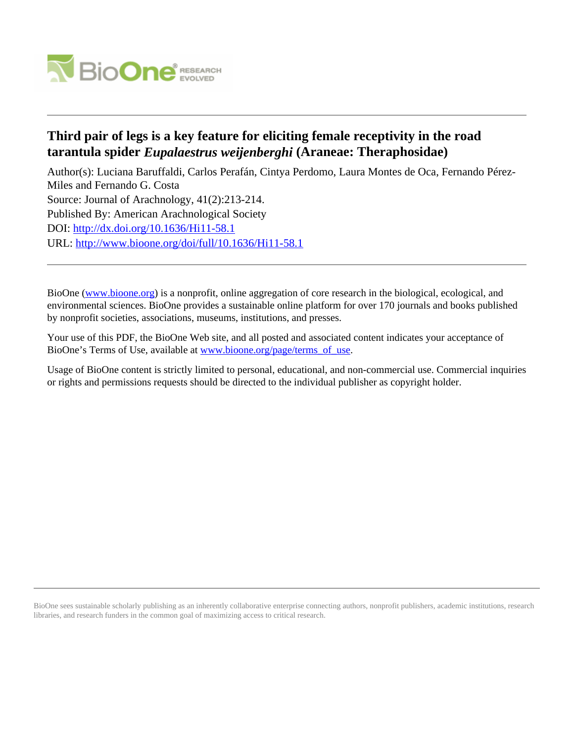# Third pair of legs is a key feature for eliciting female receptivity in the road tarantula spider *Eupalaestrus weijenberghi* (Araneae: Theraphosidae)

Author(s): Luciana Baruffaldi, Carlos Perafán, Cintya Perdomo, Laura Montes de Oca, Fernando Pérez-Miles and Fernando G. Costa

Source: Journal of Arachnology, 41(2):213-214.

Published By: American Arachnological Society

DOI: http://dx.doi.org/10.1636/Hi11-58.1

URL: http://www.bioone.org/doi/full/10.1636/Hi11-58.1

---

BioOne (www.bioone.org) is a nonprofit, online aggregation of core research in the biological, ecological, and environmental sciences. BioOne provides a sustainable online platform for over 170 journals and books published by nonprofit societies, associations, museums, institutions, and presses.

Your use of this PDF, the BioOne Web site, and all posted and associated content indicates your acceptance of BioOne's Terms of Use, available at www.bioone.org/page/terms_of_use.

Usage of BioOne content is strictly limited to personal, educational, and non-commercial use. Commercial inquiries or rights and permissions requests should be directed to the individual publisher as copyright holder.

---

BioOne sees sustainable scholarly publishing as an inherently collaborative enterprise connecting authors, nonprofit publishers, academic institutions, research libraries, and research funders in the common goal of maximizing access to critical research.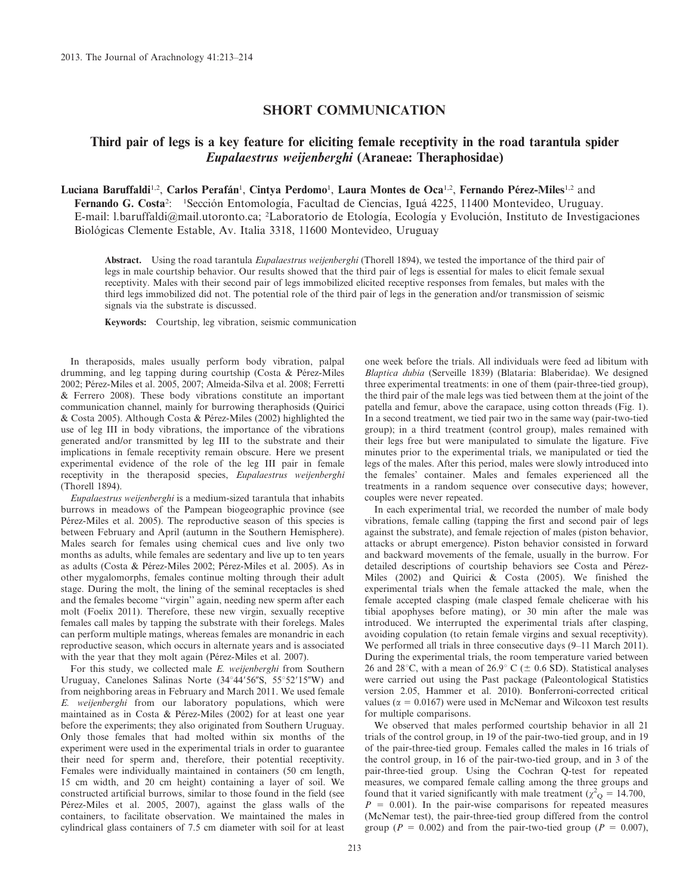## SHORT COMMUNICATION

# Third pair of legs is a key feature for eliciting female receptivity in the road tarantula spider *Eupalaestrus weijenberghi* (Araneae: Theraphosidae)

**Luciana Baruffaldi**[1,2], **Carlos Perafán**[1], **Cintya Perdomo**[1], **Laura Montes de Oca**[1,2], **Fernando Pérez-Miles**[1,2] and **Fernando G. Costa**[2]: [1]Sección Entomología, Facultad de Ciencias, Iguá 4225, 11400 Montevideo, Uruguay. E-mail: l.baruffaldi@mail.utoronto.ca; [2]Laboratorio de Etología, Ecología y Evolución, Instituto de Investigaciones Biológicas Clemente Estable, Av. Italia 3318, 11600 Montevideo, Uruguay

**Abstract.** Using the road tarantula *Eupalaestrus weijenberghi* (Thorell 1894), we tested the importance of the third pair of legs in male courtship behavior. Our results showed that the third pair of legs is essential for males to elicit female sexual receptivity. Males with their second pair of legs immobilized elicited receptive responses from females, but males with the third legs immobilized did not. The potential role of the third pair of legs in the generation and/or transmission of seismic signals via the substrate is discussed.

**Keywords:** Courtship, leg vibration, seismic communication

In theraposids, males usually perform body vibration, palpal drumming, and leg tapping during courtship (Costa & Pérez-Miles 2002; Pérez-Miles et al. 2005, 2007; Almeida-Silva et al. 2008; Ferretti & Ferrero 2008). These body vibrations constitute an important communication channel, mainly for burrowing theraphosids (Quirici & Costa 2005). Although Costa & Pérez-Miles (2002) highlighted the use of leg III in body vibrations, the importance of the vibrations generated and/or transmitted by leg III to the substrate and their implications in female receptivity remain obscure. Here we present experimental evidence of the role of the leg III pair in female receptivity in the theraposid species, *Eupalaestrus weijenberghi* (Thorell 1894).

*Eupalaestrus weijenberghi* is a medium-sized tarantula that inhabits burrows in meadows of the Pampean biogeographic province (see Pérez-Miles et al. 2005). The reproductive season of this species is between February and April (autumn in the Southern Hemisphere). Males search for females using chemical cues and live only two months as adults, while females are sedentary and live up to ten years as adults (Costa & Pérez-Miles 2002; Pérez-Miles et al. 2005). As in other mygalomorphs, females continue molting through their adult stage. During the molt, the lining of the seminal receptacles is shed and the females become "virgin" again, needing new sperm after each molt (Foelix 2011). Therefore, these new virgin, sexually receptive females call males by tapping the substrate with their forelegs. Males can perform multiple matings, whereas females are monandric in each reproductive season, which occurs in alternate years and is associated with the year that they molt again (Pérez-Miles et al. 2007).

For this study, we collected male *E. weijenberghi* from Southern Uruguay, Canelones Salinas Norte (34°44′56″S, 55°52′15″W) and from neighboring areas in February and March 2011. We used female *E. weijenberghi* from our laboratory populations, which were maintained as in Costa & Pérez-Miles (2002) for at least one year before the experiments; they also originated from Southern Uruguay. Only those females that had molted within six months of the experiment were used in the experimental trials in order to guarantee their need for sperm and, therefore, their potential receptivity. Females were individually maintained in containers (50 cm length, 15 cm width, and 20 cm height) containing a layer of soil. We constructed artificial burrows, similar to those found in the field (see Pérez-Miles et al. 2005, 2007), against the glass walls of the containers, to facilitate observation. We maintained the males in cylindrical glass containers of 7.5 cm diameter with soil for at least one week before the trials. All individuals were feed ad libitum with *Blaptica dubia* (Serveille 1839) (Blataria: Blaberidae). We designed three experimental treatments: in one of them (pair-three-tied group), the third pair of the male legs was tied between them at the joint of the patella and femur, above the carapace, using cotton threads (Fig. 1). In a second treatment, we tied pair two in the same way (pair-two-tied group); in a third treatment (control group), males remained with their legs free but were manipulated to simulate the ligature. Five minutes prior to the experimental trials, we manipulated or tied the legs of the males. After this period, males were slowly introduced into the females' container. Males and females experienced all the treatments in a random sequence over consecutive days; however, couples were never repeated.

In each experimental trial, we recorded the number of male body vibrations, female calling (tapping the first and second pair of legs against the substrate), and female rejection of males (piston behavior, attacks or abrupt emergence). Piston behavior consisted in forward and backward movements of the female, usually in the burrow. For detailed descriptions of courtship behaviors see Costa and Pérez-Miles (2002) and Quirici & Costa (2005). We finished the experimental trials when the female attacked the male, when the female accepted clasping (male clasped female chelicerae with his tibial apophyses before mating), or 30 min after the male was introduced. We interrupted the experimental trials after clasping, avoiding copulation (to retain female virgins and sexual receptivity). We performed all trials in three consecutive days (9–11 March 2011). During the experimental trials, the room temperature varied between 26 and 28°C, with a mean of 26.9° C (± 0.6 SD). Statistical analyses were carried out using the Past package (Paleontological Statistics version 2.05, Hammer et al. 2010). Bonferroni-corrected critical values ($\alpha = 0.0167$) were used in McNemar and Wilcoxon test results for multiple comparisons.

We observed that males performed courtship behavior in all 21 trials of the control group, in 19 of the pair-two-tied group, and in 19 of the pair-three-tied group. Females called the males in 16 trials of the control group, in 16 of the pair-two-tied group, and in 3 of the pair-three-tied group. Using the Cochran Q-test for repeated measures, we compared female calling among the three groups and found that it varied significantly with male treatment ($\chi^2_Q = 14.700$, $P = 0.001$). In the pair-wise comparisons for repeated measures (McNemar test), the pair-three-tied group differed from the control group ($P = 0.002$) and from the pair-two-tied group ($P = 0.007$),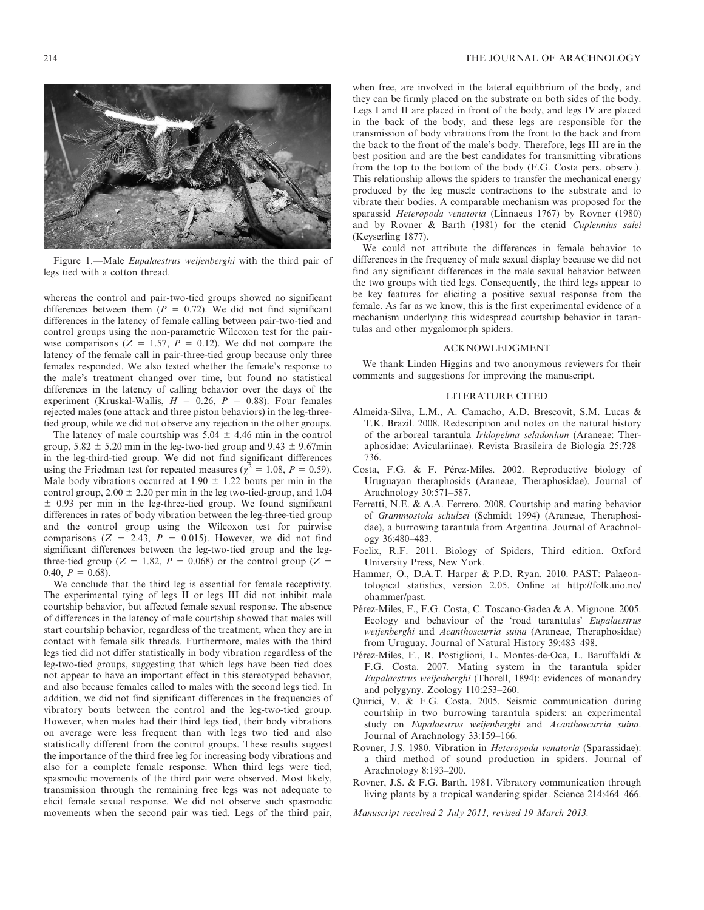Figure 1.—Male *Eupalaestrus weijenberghi* with the third pair of legs tied with a cotton thread.

whereas the control and pair-two-tied groups showed no significant differences between them ($P = 0.72$). We did not find significant differences in the latency of female calling between pair-two-tied and control groups using the non-parametric Wilcoxon test for the pair-wise comparisons ($Z = 1.57$, $P = 0.12$). We did not compare the latency of the female call in pair-three-tied group because only three females responded. We also tested whether the female's response to the male's treatment changed over time, but found no statistical differences in the latency of calling behavior over the days of the experiment (Kruskal-Wallis, $H = 0.26$, $P = 0.88$). Four females rejected males (one attack and three piston behaviors) in the leg-three-tied group, while we did not observe any rejection in the other groups.

The latency of male courtship was $5.04 \pm 4.46$ min in the control group, $5.82 \pm 5.20$ min in the leg-two-tied group and $9.43 \pm 9.67$min in the leg-third-tied group. We did not find significant differences using the Friedman test for repeated measures ($\chi^2 = 1.08$, $P = 0.59$). Male body vibrations occurred at $1.90 \pm 1.22$ bouts per min in the control group, $2.00 \pm 2.20$ per min in the leg two-tied-group, and $1.04 \pm 0.93$ per min in the leg-three-tied group. We found significant differences in rates of body vibration between the leg-three-tied group and the control group using the Wilcoxon test for pairwise comparisons ($Z = 2.43$, $P = 0.015$). However, we did not find significant differences between the leg-two-tied group and the leg-three-tied group ($Z = 1.82$, $P = 0.068$) or the control group ($Z = 0.40$, $P = 0.68$).

We conclude that the third leg is essential for female receptivity. The experimental tying of legs II or legs III did not inhibit male courtship behavior, but affected female sexual response. The absence of differences in the latency of male courtship showed that males will start courtship behavior, regardless of the treatment, when they are in contact with female silk threads. Furthermore, males with the third legs tied did not differ statistically in body vibration regardless of the leg-two-tied groups, suggesting that which legs have been tied does not appear to have an important effect in this stereotyped behavior, and also because females called to males with the second legs tied. In addition, we did not find significant differences in the frequencies of vibratory bouts between the control and the leg-two-tied group. However, when males had their third legs tied, their body vibrations on average were less frequent than with legs two tied and also statistically different from the control groups. These results suggest the importance of the third free leg for increasing body vibrations and also for a complete female response. When third legs were tied, spasmodic movements of the third pair were observed. Most likely, transmission through the remaining free legs was not adequate to elicit female sexual response. We did not observe such spasmodic movements when the second pair was tied. Legs of the third pair, when free, are involved in the lateral equilibrium of the body, and they can be firmly placed on the substrate on both sides of the body. Legs I and II are placed in front of the body, and legs IV are placed in the back of the body, and these legs are responsible for the transmission of body vibrations from the front to the back and from the back to the front of the male's body. Therefore, legs III are in the best position and are the best candidates for transmitting vibrations from the top to the bottom of the body (F.G. Costa pers. observ.). This relationship allows the spiders to transfer the mechanical energy produced by the leg muscle contractions to the substrate and to vibrate their bodies. A comparable mechanism was proposed for the sparassid *Heteropoda venatoria* (Linnaeus 1767) by Rovner (1980) and by Rovner & Barth (1981) for the ctenid *Cupiennius salei* (Keyserling 1877).

We could not attribute the differences in female behavior to differences in the frequency of male sexual display because we did not find any significant differences in the male sexual behavior between the two groups with tied legs. Consequently, the third legs appear to be key features for eliciting a positive sexual response from the female. As far as we know, this is the first experimental evidence of a mechanism underlying this widespread courtship behavior in tarantulas and other mygalomorph spiders.

## ACKNOWLEDGMENT

We thank Linden Higgins and two anonymous reviewers for their comments and suggestions for improving the manuscript.

## LITERATURE CITED

Almeida-Silva, L.M., A. Camacho, A.D. Brescovit, S.M. Lucas & T.K. Brazil. 2008. Redescription and notes on the natural history of the arboreal tarantula *Iridopelma seladonium* (Araneae: Theraphosidae: Aviculariinae). Revista Brasileira de Biologia 25:728–736.

Costa, F.G. & F. Pérez-Miles. 2002. Reproductive biology of Uruguayan theraphosids (Araneae, Theraphosidae). Journal of Arachnology 30:571–587.

Ferretti, N.E. & A.A. Ferrero. 2008. Courtship and mating behavior of *Grammostola schulzei* (Schmidt 1994) (Araneae, Theraphosidae), a burrowing tarantula from Argentina. Journal of Arachnology 36:480–483.

Foelix, R.F. 2011. Biology of Spiders, Third edition. Oxford University Press, New York.

Hammer, O., D.A.T. Harper & P.D. Ryan. 2010. PAST: Palaeontological statistics, version 2.05. Online at http://folk.uio.no/ohammer/past.

Pérez-Miles, F., F.G. Costa, C. Toscano-Gadea & A. Mignone. 2005. Ecology and behaviour of the 'road tarantulas' *Eupalaestrus weijenberghi* and *Acanthoscurria suina* (Araneae, Theraphosidae) from Uruguay. Journal of Natural History 39:483–498.

Pérez-Miles, F., R. Postiglioni, L. Montes-de-Oca, L. Baruffaldi & F.G. Costa. 2007. Mating system in the tarantula spider *Eupalaestrus weijenberghi* (Thorell, 1894): evidences of monandry and polygyny. Zoology 110:253–260.

Quirici, V. & F.G. Costa. 2005. Seismic communication during courtship in two burrowing tarantula spiders: an experimental study on *Eupalaestrus weijenberghi* and *Acanthoscurria suina*. Journal of Arachnology 33:159–166.

Rovner, J.S. 1980. Vibration in *Heteropoda venatoria* (Sparassidae): a third method of sound production in spiders. Journal of Arachnology 8:193–200.

Rovner, J.S. & F.G. Barth. 1981. Vibratory communication through living plants by a tropical wandering spider. Science 214:464–466.

*Manuscript received 2 July 2011, revised 19 March 2013.*